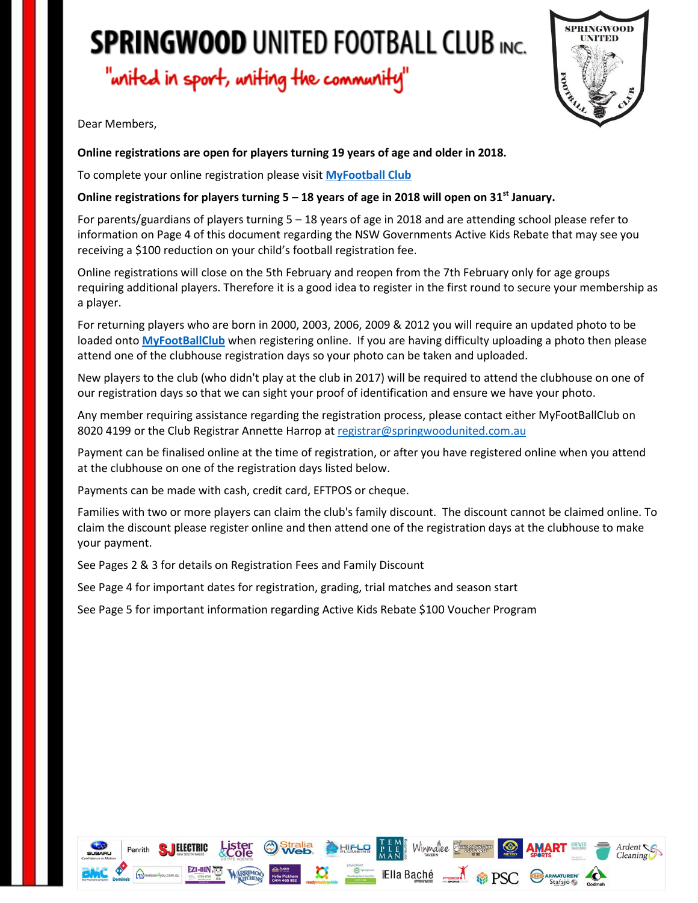# SPRINGWOOD UNITED FOOTBALL CLUB INC.

"united in sport, uniting the community"

Dear Members,

**Online registrations are open for players turning 19 years of age and older in 2018.**

To complete your online registration please visit **MyFootball Club**

**Online registrations for players turning 5 – 18 years of age in 2018 will open on 31st January.**

For parents/guardians of players turning 5 – 18 years of age in 2018 and are attending school please refer to information on Page 4 of this document regarding the NSW Governments Active Kids Rebate that may see you receiving a $100 reduction on your child's football registration fee.

Online registrations will close on the 5th February and reopen from the 7th February only for age groups requiring additional players. Therefore it is a good idea to register in the first round to secure your membership as a player.

For returning players who are born in 2000, 2003, 2006, 2009 & 2012 you will require an updated photo to be loaded onto **MyFootBallClub** when registering online. If you are having difficulty uploading a photo then please attend one of the clubhouse registration days so your photo can be taken and uploaded.

New players to the club (who didn't play at the club in 2017) will be required to attend the clubhouse on one of our registration days so that we can sight your proof of identification and ensure we have your photo.

Any member requiring assistance regarding the registration process, please contact either MyFootBallClub on 8020 4199 or the Club Registrar Annette Harrop at registrar@springwoodunited.com.au

Payment can be finalised online at the time of registration, or after you have registered online when you attend at the clubhouse on one of the registration days listed below.

Payments can be made with cash, credit card, EFTPOS or cheque.

Families with two or more players can claim the club's family discount. The discount cannot be claimed online. To claim the discount please register online and then attend one of the registration days at the clubhouse to make your payment.

See Pages 2 & 3 for details on Registration Fees and Family Discount

See Page 4 for important dates for registration, grading, trial matches and season start

See Page 5 for important information regarding Active Kids Rebate $100 Voucher Program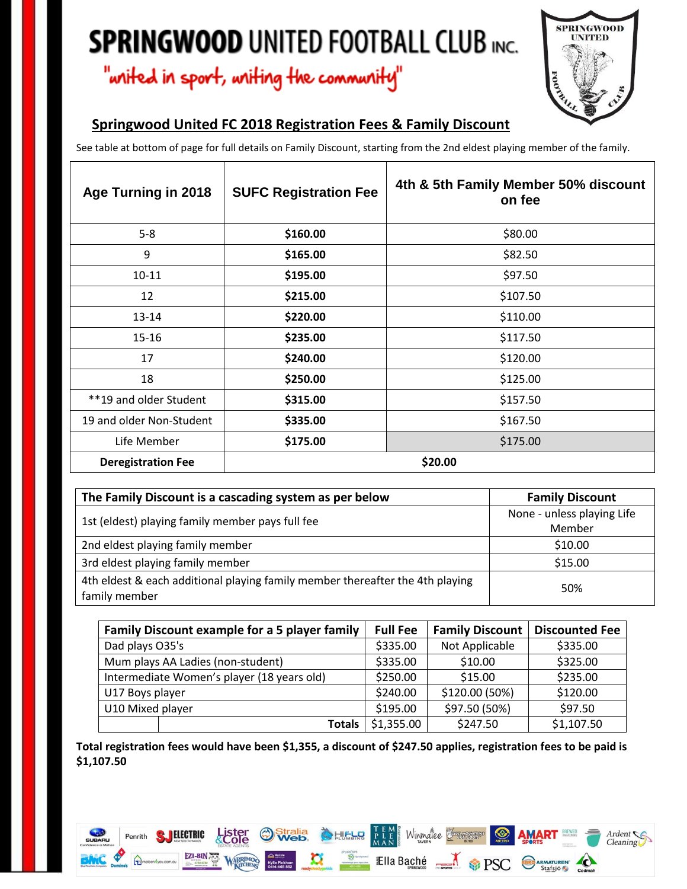# SPRINGWOOD UNITED FOOTBALL CLUB INC.

"united in sport, uniting the community"

## Springwood United FC 2018 Registration Fees & Family Discount

See table at bottom of page for full details on Family Discount, starting from the 2nd eldest playing member of the family.

| Age Turning in 2018 | SUFC Registration Fee | 4th & 5th Family Member 50% discount on fee |
|---|---|---|
| 5-8 | **$160.00** | $80.00 |
| 9 | **$165.00** | $82.50 |
| 10-11 | **$195.00** | $97.50 |
| 12 | **$215.00** | $107.50 |
| 13-14 | **$220.00** | $110.00 |
| 15-16 | **$235.00** | $117.50 |
| 17 | **$240.00** | $120.00 |
| 18 | **$250.00** | $125.00 |
| **19 and older Student | **$315.00** | $157.50 |
| 19 and older Non-Student | **$335.00** | $167.50 |
| Life Member | **$175.00** | $175.00 |
| **Deregistration Fee** | **$20.00** | |

| The Family Discount is a cascading system as per below | Family Discount |
|---|---|
| 1st (eldest) playing family member pays full fee | None - unless playing Life Member |
| 2nd eldest playing family member | $10.00 |
| 3rd eldest playing family member | $15.00 |
| 4th eldest & each additional playing family member thereafter the 4th playing family member | 50% |

| Family Discount example for a 5 player family | Full Fee | Family Discount | Discounted Fee |
|---|---|---|---|
| Dad plays O35's | $335.00 | Not Applicable | $335.00 |
| Mum plays AA Ladies (non-student) | $335.00 | $10.00 | $325.00 |
| Intermediate Women's player (18 years old) | $250.00 | $15.00 | $235.00 |
| U17 Boys player | $240.00 | $120.00 (50%) | $120.00 |
| U10 Mixed player | $195.00 | $97.50 (50%) | $97.50 |
| **Totals** | $1,355.00 | $247.50 | $1,107.50 |

**Total registration fees would have been $1,355, a discount of $247.50 applies, registration fees to be paid is $1,107.50**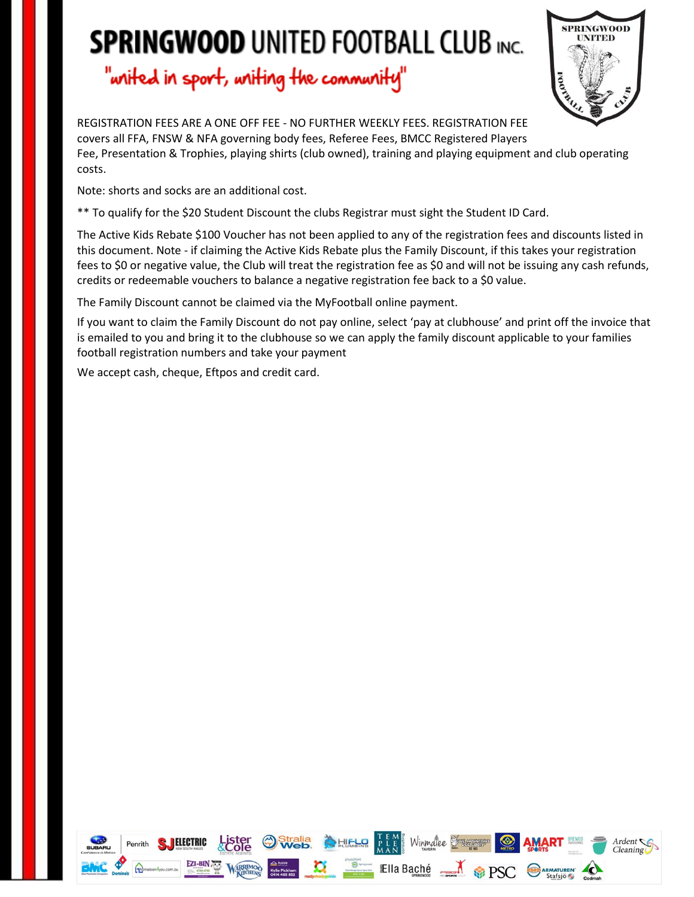# SPRINGWOOD UNITED FOOTBALL CLUB INC.

"united in sport, uniting the community"

REGISTRATION FEES ARE A ONE OFF FEE - NO FURTHER WEEKLY FEES. REGISTRATION FEE covers all FFA, FNSW & NFA governing body fees, Referee Fees, BMCC Registered Players Fee, Presentation & Trophies, playing shirts (club owned), training and playing equipment and club operating costs.

Note: shorts and socks are an additional cost.

** To qualify for the $20 Student Discount the clubs Registrar must sight the Student ID Card.

The Active Kids Rebate $100 Voucher has not been applied to any of the registration fees and discounts listed in this document. Note - if claiming the Active Kids Rebate plus the Family Discount, if this takes your registration fees to $0 or negative value, the Club will treat the registration fee as $0 and will not be issuing any cash refunds, credits or redeemable vouchers to balance a negative registration fee back to a $0 value.

The Family Discount cannot be claimed via the MyFootball online payment.

If you want to claim the Family Discount do not pay online, select 'pay at clubhouse' and print off the invoice that is emailed to you and bring it to the clubhouse so we can apply the family discount applicable to your families football registration numbers and take your payment

We accept cash, cheque, Eftpos and credit card.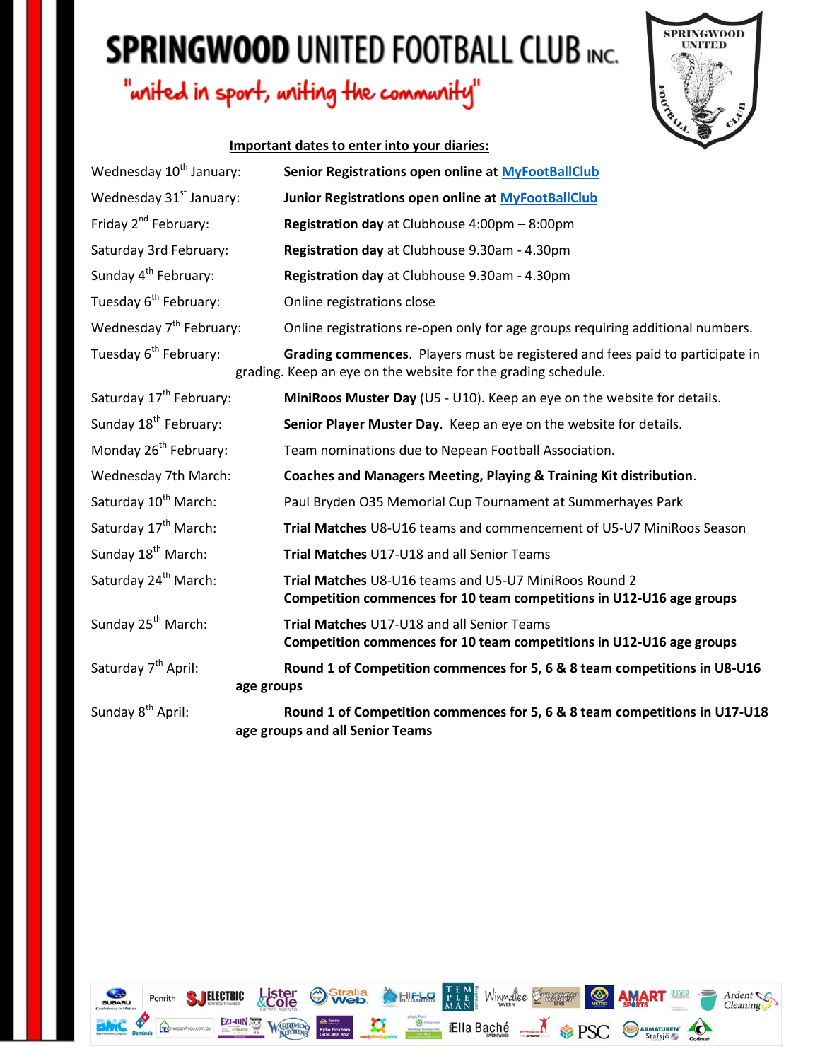# SPRINGWOOD UNITED FOOTBALL CLUB INC.

"united in sport, uniting the community"

**Important dates to enter into your diaries:**

| Date | Event |
|---|---|
| Wednesday 10th January: | **Senior Registrations open online at MyFootBallClub** |
| Wednesday 31st January: | **Junior Registrations open online at MyFootBallClub** |
| Friday 2nd February: | **Registration day** at Clubhouse 4:00pm – 8:00pm |
| Saturday 3rd February: | **Registration day** at Clubhouse 9.30am - 4.30pm |
| Sunday 4th February: | **Registration day** at Clubhouse 9.30am - 4.30pm |
| Tuesday 6th February: | Online registrations close |
| Wednesday 7th February: | Online registrations re-open only for age groups requiring additional numbers. |
| Tuesday 6th February: | **Grading commences**. Players must be registered and fees paid to participate in grading. Keep an eye on the website for the grading schedule. |
| Saturday 17th February: | **MiniRoos Muster Day** (U5 - U10). Keep an eye on the website for details. |
| Sunday 18th February: | **Senior Player Muster Day**. Keep an eye on the website for details. |
| Monday 26th February: | Team nominations due to Nepean Football Association. |
| Wednesday 7th March: | **Coaches and Managers Meeting, Playing & Training Kit distribution**. |
| Saturday 10th March: | Paul Bryden O35 Memorial Cup Tournament at Summerhayes Park |
| Saturday 17th March: | **Trial Matches** U8-U16 teams and commencement of U5-U7 MiniRoos Season |
| Sunday 18th March: | **Trial Matches** U17-U18 and all Senior Teams |
| Saturday 24th March: | **Trial Matches** U8-U16 teams and U5-U7 MiniRoos Round 2<br>**Competition commences for 10 team competitions in U12-U16 age groups** |
| Sunday 25th March: | **Trial Matches** U17-U18 and all Senior Teams<br>**Competition commences for 10 team competitions in U12-U16 age groups** |
| Saturday 7th April: | **Round 1 of Competition commences for 5, 6 & 8 team competitions in U8-U16 age groups** |
| Sunday 8th April: | **Round 1 of Competition commences for 5, 6 & 8 team competitions in U17-U18 age groups and all Senior Teams** |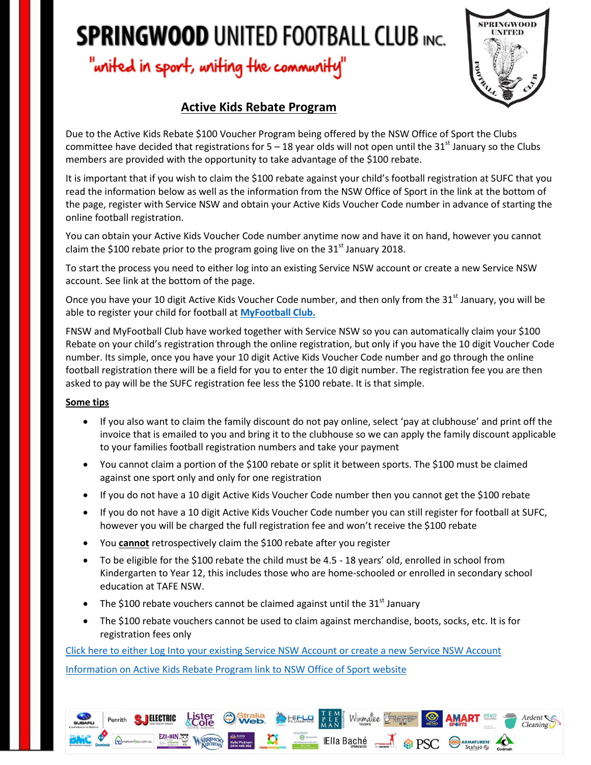# SPRINGWOOD UNITED FOOTBALL CLUB INC.

"united in sport, uniting the community"

## Active Kids Rebate Program

Due to the Active Kids Rebate $100 Voucher Program being offered by the NSW Office of Sport the Clubs committee have decided that registrations for 5 – 18 year olds will not open until the 31st January so the Clubs members are provided with the opportunity to take advantage of the $100 rebate.

It is important that if you wish to claim the $100 rebate against your child's football registration at SUFC that you read the information below as well as the information from the NSW Office of Sport in the link at the bottom of the page, register with Service NSW and obtain your Active Kids Voucher Code number in advance of starting the online football registration.

You can obtain your Active Kids Voucher Code number anytime now and have it on hand, however you cannot claim the $100 rebate prior to the program going live on the 31st January 2018.

To start the process you need to either log into an existing Service NSW account or create a new Service NSW account. See link at the bottom of the page.

Once you have your 10 digit Active Kids Voucher Code number, and then only from the 31st January, you will be able to register your child for football at **MyFootball Club.**

FNSW and MyFootball Club have worked together with Service NSW so you can automatically claim your $100 Rebate on your child's registration through the online registration, but only if you have the 10 digit Voucher Code number. Its simple, once you have your 10 digit Active Kids Voucher Code number and go through the online football registration there will be a field for you to enter the 10 digit number. The registration fee you are then asked to pay will be the SUFC registration fee less the $100 rebate. It is that simple.

**Some tips**

- If you also want to claim the family discount do not pay online, select 'pay at clubhouse' and print off the invoice that is emailed to you and bring it to the clubhouse so we can apply the family discount applicable to your families football registration numbers and take your payment
- You cannot claim a portion of the $100 rebate or split it between sports. The $100 must be claimed against one sport only and only for one registration
- If you do not have a 10 digit Active Kids Voucher Code number then you cannot get the $100 rebate
- If you do not have a 10 digit Active Kids Voucher Code number you can still register for football at SUFC, however you will be charged the full registration fee and won't receive the $100 rebate
- You **cannot** retrospectively claim the $100 rebate after you register
- To be eligible for the $100 rebate the child must be 4.5 - 18 years' old, enrolled in school from Kindergarten to Year 12, this includes those who are home-schooled or enrolled in secondary school education at TAFE NSW.
- The $100 rebate vouchers cannot be claimed against until the 31st January
- The $100 rebate vouchers cannot be used to claim against merchandise, boots, socks, etc. It is for registration fees only

Click here to either Log Into your existing Service NSW Account or create a new Service NSW Account

Information on Active Kids Rebate Program link to NSW Office of Sport website